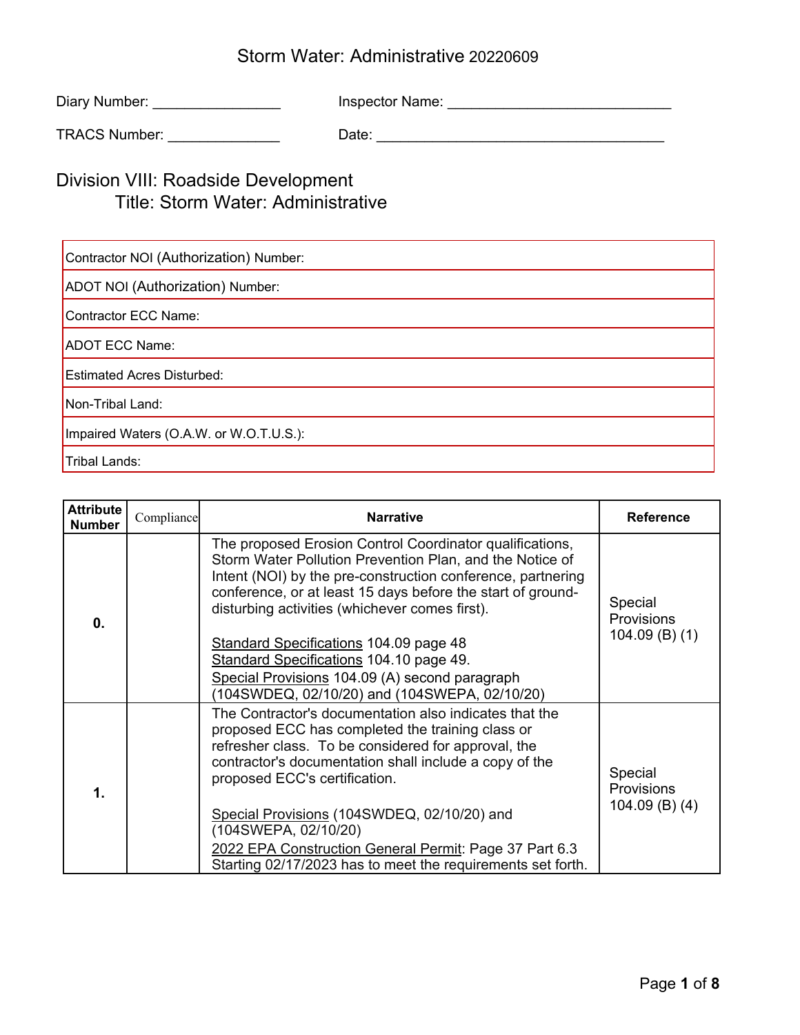# Storm Water: Administrative 20220609

Diary Number: ________________ Inspector Name: ____________________________

TRACS Number: ______________ Date: ____________________________________

## Division VIII: Roadside Development

### Title: Storm Water: Administrative

| |
|---|
| Contractor NOI (Authorization) Number: |
| ADOT NOI (Authorization) Number: |
| Contractor ECC Name: |
| ADOT ECC Name: |
| Estimated Acres Disturbed: |
| Non-Tribal Land: |
| Impaired Waters (O.A.W. or W.O.T.U.S.): |
| Tribal Lands: |

| Attribute Number | Compliance | Narrative | Reference |
|---|---|---|---|
| **0.** | | The proposed Erosion Control Coordinator qualifications, Storm Water Pollution Prevention Plan, and the Notice of Intent (NOI) by the pre-construction conference, partnering conference, or at least 15 days before the start of ground-disturbing activities (whichever comes first).<br><br>Standard Specifications 104.09 page 48<br>Standard Specifications 104.10 page 49.<br>Special Provisions 104.09 (A) second paragraph (104SWDEQ, 02/10/20) and (104SWEPA, 02/10/20) | Special Provisions 104.09 (B) (1) |
| **1.** | | The Contractor's documentation also indicates that the proposed ECC has completed the training class or refresher class. To be considered for approval, the contractor's documentation shall include a copy of the proposed ECC's certification.<br><br>Special Provisions (104SWDEQ, 02/10/20) and (104SWEPA, 02/10/20)<br>2022 EPA Construction General Permit: Page 37 Part 6.3 Starting 02/17/2023 has to meet the requirements set forth. | Special Provisions 104.09 (B) (4) |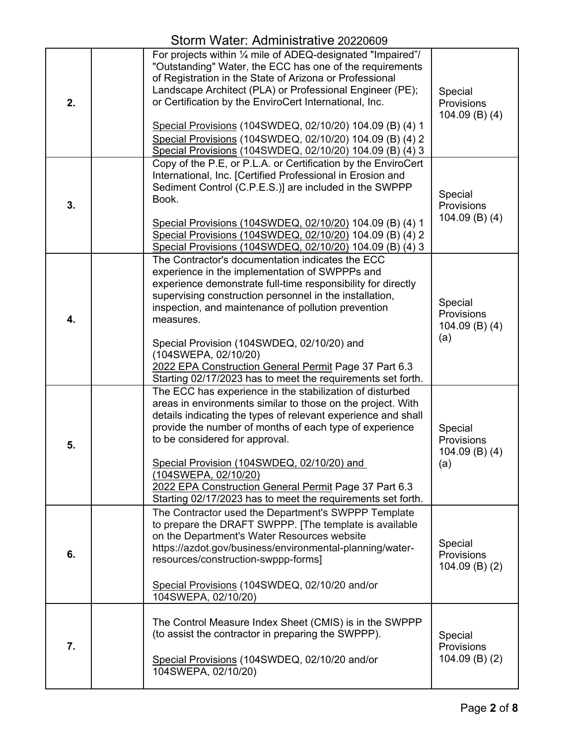| | | | |
|---|---|---|---|
| **2.** | | For projects within ¼ mile of ADEQ-designated "Impaired"/ "Outstanding" Water, the ECC has one of the requirements of Registration in the State of Arizona or Professional Landscape Architect (PLA) or Professional Engineer (PE); or Certification by the EnviroCert International, Inc.<br><br>Special Provisions (104SWDEQ, 02/10/20) 104.09 (B) (4) 1<br>Special Provisions (104SWDEQ, 02/10/20) 104.09 (B) (4) 2<br>Special Provisions (104SWDEQ, 02/10/20) 104.09 (B) (4) 3 | Special Provisions 104.09 (B) (4) |
| **3.** | | Copy of the P.E, or P.L.A. or Certification by the EnviroCert International, Inc. [Certified Professional in Erosion and Sediment Control (C.P.E.S.)] are included in the SWPPP Book.<br><br>Special Provisions (104SWDEQ, 02/10/20) 104.09 (B) (4) 1<br>Special Provisions (104SWDEQ, 02/10/20) 104.09 (B) (4) 2<br>Special Provisions (104SWDEQ, 02/10/20) 104.09 (B) (4) 3 | Special Provisions 104.09 (B) (4) |
| **4.** | | The Contractor's documentation indicates the ECC experience in the implementation of SWPPPs and experience demonstrate full-time responsibility for directly supervising construction personnel in the installation, inspection, and maintenance of pollution prevention measures.<br><br>Special Provision (104SWDEQ, 02/10/20) and (104SWEPA, 02/10/20)<br>2022 EPA Construction General Permit Page 37 Part 6.3 Starting 02/17/2023 has to meet the requirements set forth. | Special Provisions 104.09 (B) (4) (a) |
| **5.** | | The ECC has experience in the stabilization of disturbed areas in environments similar to those on the project. With details indicating the types of relevant experience and shall provide the number of months of each type of experience to be considered for approval.<br><br>Special Provision (104SWDEQ, 02/10/20) and (104SWEPA, 02/10/20)<br>2022 EPA Construction General Permit Page 37 Part 6.3 Starting 02/17/2023 has to meet the requirements set forth. | Special Provisions 104.09 (B) (4) (a) |
| **6.** | | The Contractor used the Department's SWPPP Template to prepare the DRAFT SWPPP. [The template is available on the Department's Water Resources website https://azdot.gov/business/environmental-planning/water-resources/construction-swppp-forms]<br><br>Special Provisions (104SWDEQ, 02/10/20 and/or 104SWEPA, 02/10/20) | Special Provisions 104.09 (B) (2) |
| **7.** | | The Control Measure Index Sheet (CMIS) is in the SWPPP (to assist the contractor in preparing the SWPPP).<br><br>Special Provisions (104SWDEQ, 02/10/20 and/or 104SWEPA, 02/10/20) | Special Provisions 104.09 (B) (2) |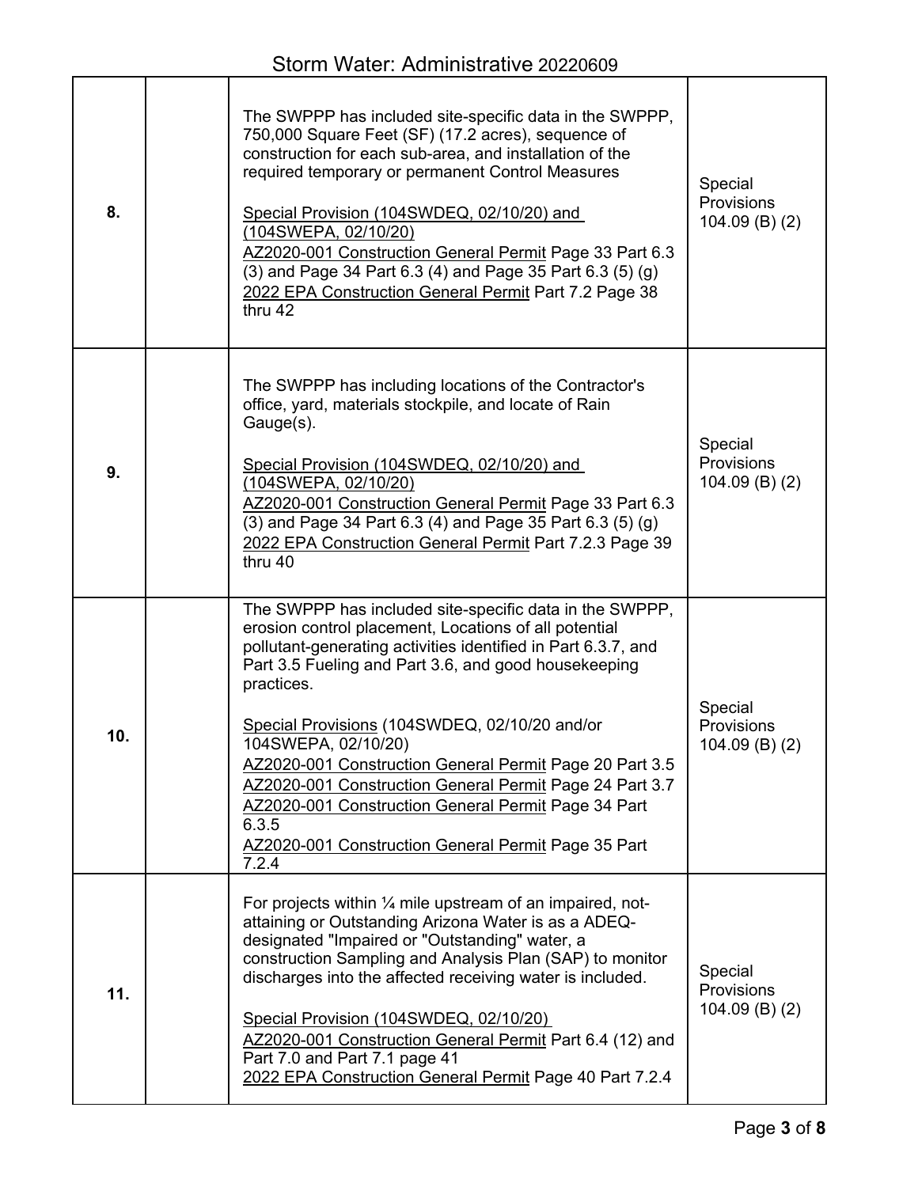| | | | |
|---|---|---|---|
| **8.** | | The SWPPP has included site-specific data in the SWPPP, 750,000 Square Feet (SF) (17.2 acres), sequence of construction for each sub-area, and installation of the required temporary or permanent Control Measures<br><br>Special Provision (104SWDEQ, 02/10/20) and (104SWEPA, 02/10/20)<br>AZ2020-001 Construction General Permit Page 33 Part 6.3 (3) and Page 34 Part 6.3 (4) and Page 35 Part 6.3 (5) (g)<br>2022 EPA Construction General Permit Part 7.2 Page 38 thru 42 | Special Provisions 104.09 (B) (2) |
| **9.** | | The SWPPP has including locations of the Contractor's office, yard, materials stockpile, and locate of Rain Gauge(s).<br><br>Special Provision (104SWDEQ, 02/10/20) and (104SWEPA, 02/10/20)<br>AZ2020-001 Construction General Permit Page 33 Part 6.3 (3) and Page 34 Part 6.3 (4) and Page 35 Part 6.3 (5) (g)<br>2022 EPA Construction General Permit Part 7.2.3 Page 39 thru 40 | Special Provisions 104.09 (B) (2) |
| **10.** | | The SWPPP has included site-specific data in the SWPPP, erosion control placement, Locations of all potential pollutant-generating activities identified in Part 6.3.7, and Part 3.5 Fueling and Part 3.6, and good housekeeping practices.<br><br>Special Provisions (104SWDEQ, 02/10/20 and/or 104SWEPA, 02/10/20)<br>AZ2020-001 Construction General Permit Page 20 Part 3.5<br>AZ2020-001 Construction General Permit Page 24 Part 3.7<br>AZ2020-001 Construction General Permit Page 34 Part 6.3.5<br>AZ2020-001 Construction General Permit Page 35 Part 7.2.4 | Special Provisions 104.09 (B) (2) |
| **11.** | | For projects within ¼ mile upstream of an impaired, not-attaining or Outstanding Arizona Water is as a ADEQ-designated "Impaired or "Outstanding" water, a construction Sampling and Analysis Plan (SAP) to monitor discharges into the affected receiving water is included.<br><br>Special Provision (104SWDEQ, 02/10/20)<br>AZ2020-001 Construction General Permit Part 6.4 (12) and Part 7.0 and Part 7.1 page 41<br>2022 EPA Construction General Permit Page 40 Part 7.2.4 | Special Provisions 104.09 (B) (2) |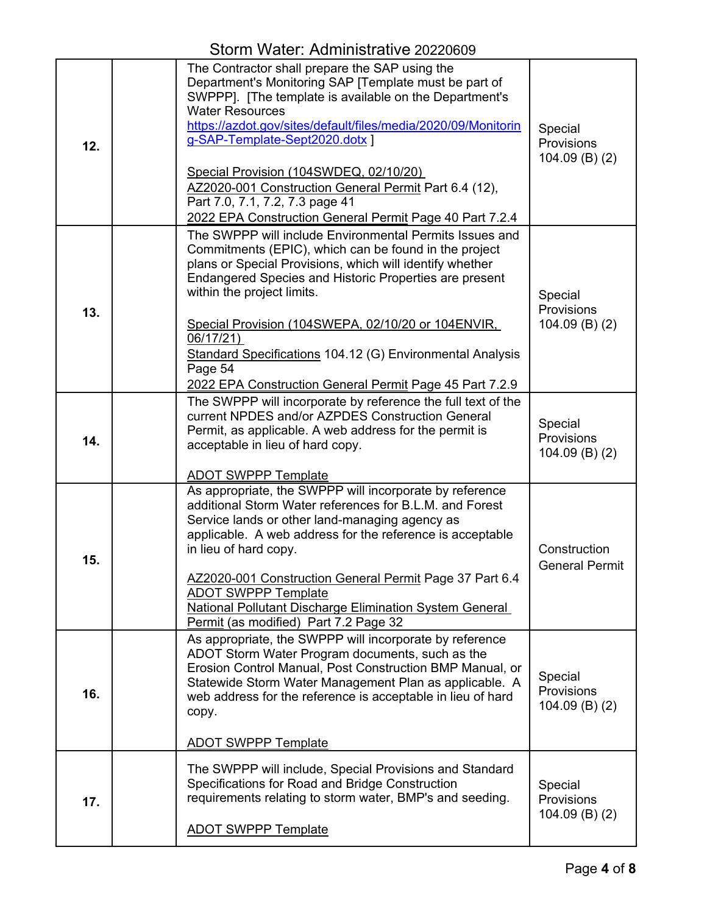| | | | |
|---|---|---|---|
| **12.** | | The Contractor shall prepare the SAP using the Department's Monitoring SAP [Template must be part of SWPPP]. [The template is available on the Department's Water Resources https://azdot.gov/sites/default/files/media/2020/09/Monitoring-SAP-Template-Sept2020.dotx ]<br><br>Special Provision (104SWDEQ, 02/10/20)<br>AZ2020-001 Construction General Permit Part 6.4 (12), Part 7.0, 7.1, 7.2, 7.3 page 41<br>2022 EPA Construction General Permit Page 40 Part 7.2.4 | Special Provisions 104.09 (B) (2) |
| **13.** | | The SWPPP will include Environmental Permits Issues and Commitments (EPIC), which can be found in the project plans or Special Provisions, which will identify whether Endangered Species and Historic Properties are present within the project limits.<br><br>Special Provision (104SWEPA, 02/10/20 or 104ENVIR, 06/17/21)<br>Standard Specifications 104.12 (G) Environmental Analysis Page 54<br>2022 EPA Construction General Permit Page 45 Part 7.2.9 | Special Provisions 104.09 (B) (2) |
| **14.** | | The SWPPP will incorporate by reference the full text of the current NPDES and/or AZPDES Construction General Permit, as applicable. A web address for the permit is acceptable in lieu of hard copy.<br><br>ADOT SWPPP Template | Special Provisions 104.09 (B) (2) |
| **15.** | | As appropriate, the SWPPP will incorporate by reference additional Storm Water references for B.L.M. and Forest Service lands or other land-managing agency as applicable. A web address for the reference is acceptable in lieu of hard copy.<br><br>AZ2020-001 Construction General Permit Page 37 Part 6.4<br>ADOT SWPPP Template<br>National Pollutant Discharge Elimination System General Permit (as modified) Part 7.2 Page 32 | Construction General Permit |
| **16.** | | As appropriate, the SWPPP will incorporate by reference ADOT Storm Water Program documents, such as the Erosion Control Manual, Post Construction BMP Manual, or Statewide Storm Water Management Plan as applicable. A web address for the reference is acceptable in lieu of hard copy.<br><br>ADOT SWPPP Template | Special Provisions 104.09 (B) (2) |
| **17.** | | The SWPPP will include, Special Provisions and Standard Specifications for Road and Bridge Construction requirements relating to storm water, BMP's and seeding.<br><br>ADOT SWPPP Template | Special Provisions 104.09 (B) (2) |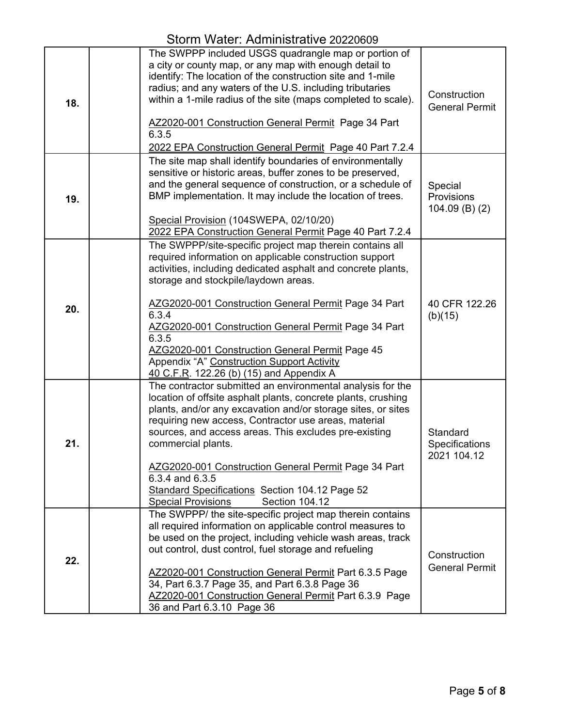| | | | |
|---|---|---|---|
| **18.** | | The SWPPP included USGS quadrangle map or portion of a city or county map, or any map with enough detail to identify: The location of the construction site and 1-mile radius; and any waters of the U.S. including tributaries within a 1-mile radius of the site (maps completed to scale).<br><br>AZ2020-001 Construction General Permit Page 34 Part 6.3.5<br>2022 EPA Construction General Permit Page 40 Part 7.2.4 | Construction General Permit |
| **19.** | | The site map shall identify boundaries of environmentally sensitive or historic areas, buffer zones to be preserved, and the general sequence of construction, or a schedule of BMP implementation. It may include the location of trees.<br><br>Special Provision (104SWEPA, 02/10/20)<br>2022 EPA Construction General Permit Page 40 Part 7.2.4 | Special Provisions 104.09 (B) (2) |
| **20.** | | The SWPPP/site-specific project map therein contains all required information on applicable construction support activities, including dedicated asphalt and concrete plants, storage and stockpile/laydown areas.<br><br>AZG2020-001 Construction General Permit Page 34 Part 6.3.4<br>AZG2020-001 Construction General Permit Page 34 Part 6.3.5<br>AZG2020-001 Construction General Permit Page 45 Appendix "A" Construction Support Activity<br>40 C.F.R. 122.26 (b) (15) and Appendix A | 40 CFR 122.26 (b)(15) |
| **21.** | | The contractor submitted an environmental analysis for the location of offsite asphalt plants, concrete plants, crushing plants, and/or any excavation and/or storage sites, or sites requiring new access, Contractor use areas, material sources, and access areas. This excludes pre-existing commercial plants.<br><br>AZG2020-001 Construction General Permit Page 34 Part 6.3.4 and 6.3.5<br>Standard Specifications Section 104.12 Page 52<br>Special Provisions Section 104.12 | Standard Specifications 2021 104.12 |
| **22.** | | The SWPPP/ the site-specific project map therein contains all required information on applicable control measures to be used on the project, including vehicle wash areas, track out control, dust control, fuel storage and refueling<br><br>AZ2020-001 Construction General Permit Part 6.3.5 Page 34, Part 6.3.7 Page 35, and Part 6.3.8 Page 36<br>AZ2020-001 Construction General Permit Part 6.3.9 Page 36 and Part 6.3.10 Page 36 | Construction General Permit |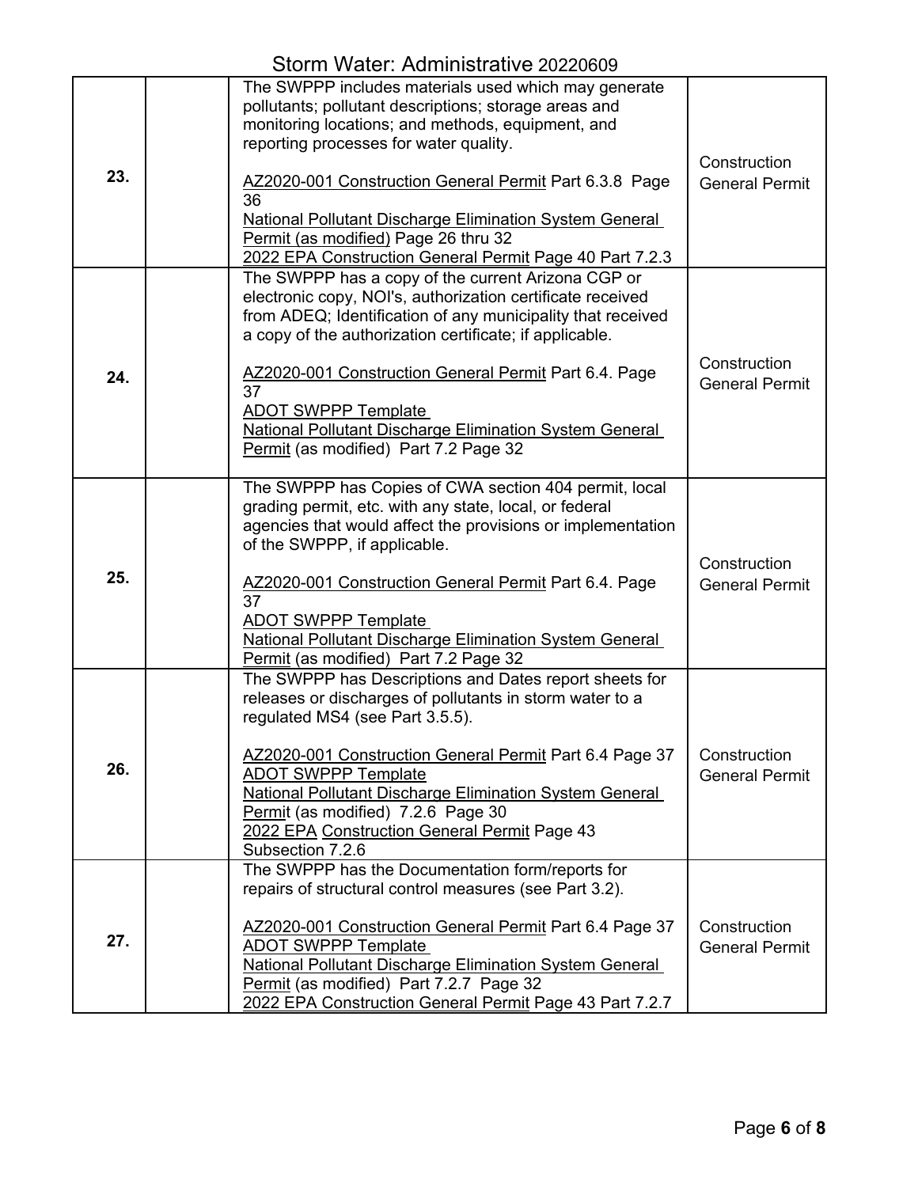| | | | |
|---|---|---|---|
| **23.** | | The SWPPP includes materials used which may generate pollutants; pollutant descriptions; storage areas and monitoring locations; and methods, equipment, and reporting processes for water quality.<br><br>AZ2020-001 Construction General Permit Part 6.3.8 Page 36<br>National Pollutant Discharge Elimination System General Permit (as modified) Page 26 thru 32<br>2022 EPA Construction General Permit Page 40 Part 7.2.3 | Construction General Permit |
| **24.** | | The SWPPP has a copy of the current Arizona CGP or electronic copy, NOI's, authorization certificate received from ADEQ; Identification of any municipality that received a copy of the authorization certificate; if applicable.<br><br>AZ2020-001 Construction General Permit Part 6.4. Page 37<br>ADOT SWPPP Template<br>National Pollutant Discharge Elimination System General Permit (as modified) Part 7.2 Page 32 | Construction General Permit |
| **25.** | | The SWPPP has Copies of CWA section 404 permit, local grading permit, etc. with any state, local, or federal agencies that would affect the provisions or implementation of the SWPPP, if applicable.<br><br>AZ2020-001 Construction General Permit Part 6.4. Page 37<br>ADOT SWPPP Template<br>National Pollutant Discharge Elimination System General Permit (as modified) Part 7.2 Page 32 | Construction General Permit |
| **26.** | | The SWPPP has Descriptions and Dates report sheets for releases or discharges of pollutants in storm water to a regulated MS4 (see Part 3.5.5).<br><br>AZ2020-001 Construction General Permit Part 6.4 Page 37<br>ADOT SWPPP Template<br>National Pollutant Discharge Elimination System General Permit (as modified) 7.2.6 Page 30<br>2022 EPA Construction General Permit Page 43 Subsection 7.2.6 | Construction General Permit |
| **27.** | | The SWPPP has the Documentation form/reports for repairs of structural control measures (see Part 3.2).<br><br>AZ2020-001 Construction General Permit Part 6.4 Page 37<br>ADOT SWPPP Template<br>National Pollutant Discharge Elimination System General Permit (as modified) Part 7.2.7 Page 32<br>2022 EPA Construction General Permit Page 43 Part 7.2.7 | Construction General Permit |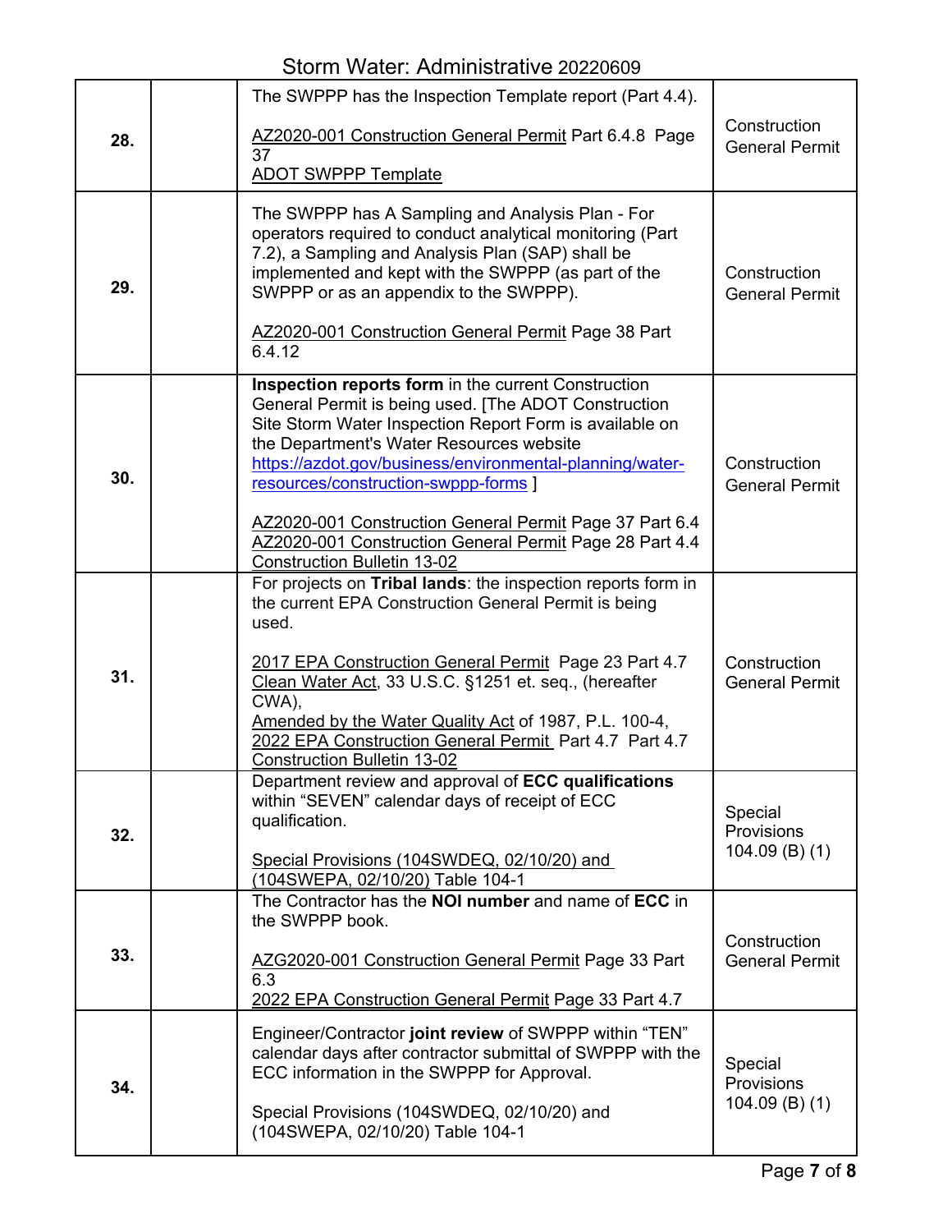| | | | |
|---|---|---|---|
| **28.** | | The SWPPP has the Inspection Template report (Part 4.4).<br><br>AZ2020-001 Construction General Permit Part 6.4.8 Page 37<br>ADOT SWPPP Template | Construction General Permit |
| **29.** | | The SWPPP has A Sampling and Analysis Plan - For operators required to conduct analytical monitoring (Part 7.2), a Sampling and Analysis Plan (SAP) shall be implemented and kept with the SWPPP (as part of the SWPPP or as an appendix to the SWPPP).<br><br>AZ2020-001 Construction General Permit Page 38 Part 6.4.12 | Construction General Permit |
| **30.** | | **Inspection reports form** in the current Construction General Permit is being used. [The ADOT Construction Site Storm Water Inspection Report Form is available on the Department's Water Resources website https://azdot.gov/business/environmental-planning/water-resources/construction-swppp-forms ]<br><br>AZ2020-001 Construction General Permit Page 37 Part 6.4<br>AZ2020-001 Construction General Permit Page 28 Part 4.4<br>Construction Bulletin 13-02 | Construction General Permit |
| **31.** | | For projects on **Tribal lands**: the inspection reports form in the current EPA Construction General Permit is being used.<br><br>2017 EPA Construction General Permit Page 23 Part 4.7<br>Clean Water Act, 33 U.S.C. §1251 et. seq., (hereafter CWA),<br>Amended by the Water Quality Act of 1987, P.L. 100-4,<br>2022 EPA Construction General Permit Part 4.7 Part 4.7<br>Construction Bulletin 13-02 | Construction General Permit |
| **32.** | | Department review and approval of **ECC qualifications** within "SEVEN" calendar days of receipt of ECC qualification.<br><br>Special Provisions (104SWDEQ, 02/10/20) and (104SWEPA, 02/10/20) Table 104-1 | Special Provisions 104.09 (B) (1) |
| **33.** | | The Contractor has the **NOI number** and name of **ECC** in the SWPPP book.<br><br>AZG2020-001 Construction General Permit Page 33 Part 6.3<br>2022 EPA Construction General Permit Page 33 Part 4.7 | Construction General Permit |
| **34.** | | Engineer/Contractor **joint review** of SWPPP within "TEN" calendar days after contractor submittal of SWPPP with the ECC information in the SWPPP for Approval.<br><br>Special Provisions (104SWDEQ, 02/10/20) and (104SWEPA, 02/10/20) Table 104-1 | Special Provisions 104.09 (B) (1) |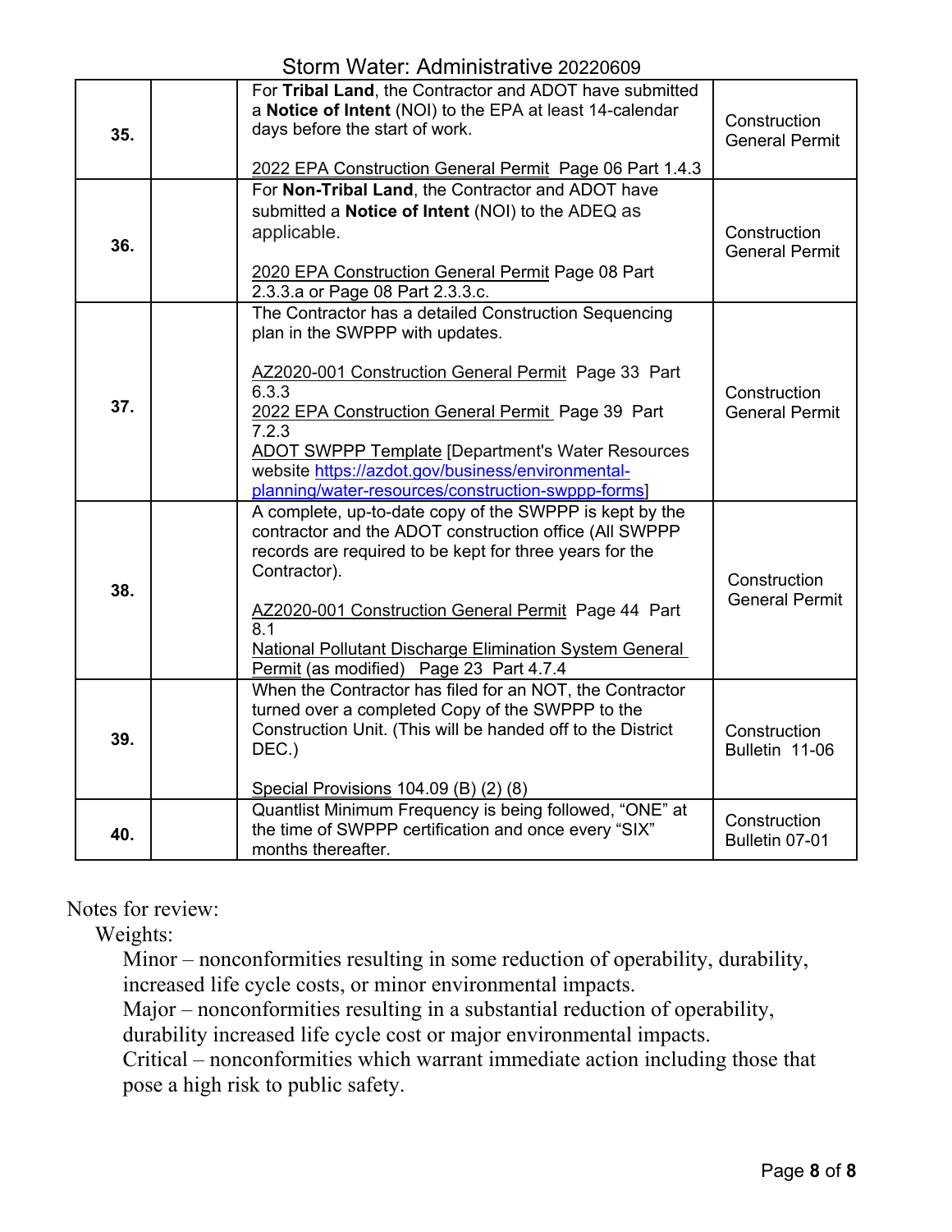| | | | |
|---|---|---|---|
| **35.** | | For **Tribal Land**, the Contractor and ADOT have submitted a **Notice of Intent** (NOI) to the EPA at least 14-calendar days before the start of work.<br><br>2022 EPA Construction General Permit Page 06 Part 1.4.3 | Construction General Permit |
| **36.** | | For **Non-Tribal Land**, the Contractor and ADOT have submitted a **Notice of Intent** (NOI) to the ADEQ as applicable.<br><br>2020 EPA Construction General Permit Page 08 Part 2.3.3.a or Page 08 Part 2.3.3.c. | Construction General Permit |
| **37.** | | The Contractor has a detailed Construction Sequencing plan in the SWPPP with updates.<br><br>AZ2020-001 Construction General Permit Page 33 Part 6.3.3<br>2022 EPA Construction General Permit Page 39 Part 7.2.3<br>ADOT SWPPP Template [Department's Water Resources website https://azdot.gov/business/environmental-planning/water-resources/construction-swppp-forms] | Construction General Permit |
| **38.** | | A complete, up-to-date copy of the SWPPP is kept by the contractor and the ADOT construction office (All SWPPP records are required to be kept for three years for the Contractor).<br><br>AZ2020-001 Construction General Permit Page 44 Part 8.1<br>National Pollutant Discharge Elimination System General Permit (as modified) Page 23 Part 4.7.4 | Construction General Permit |
| **39.** | | When the Contractor has filed for an NOT, the Contractor turned over a completed Copy of the SWPPP to the Construction Unit. (This will be handed off to the District DEC.)<br><br>Special Provisions 104.09 (B) (2) (8) | Construction Bulletin 11-06 |
| **40.** | | Quantlist Minimum Frequency is being followed, "ONE" at the time of SWPPP certification and once every "SIX" months thereafter. | Construction Bulletin 07-01 |

Notes for review:

Weights:

Minor – nonconformities resulting in some reduction of operability, durability, increased life cycle costs, or minor environmental impacts.

Major – nonconformities resulting in a substantial reduction of operability, durability increased life cycle cost or major environmental impacts.

Critical – nonconformities which warrant immediate action including those that pose a high risk to public safety.